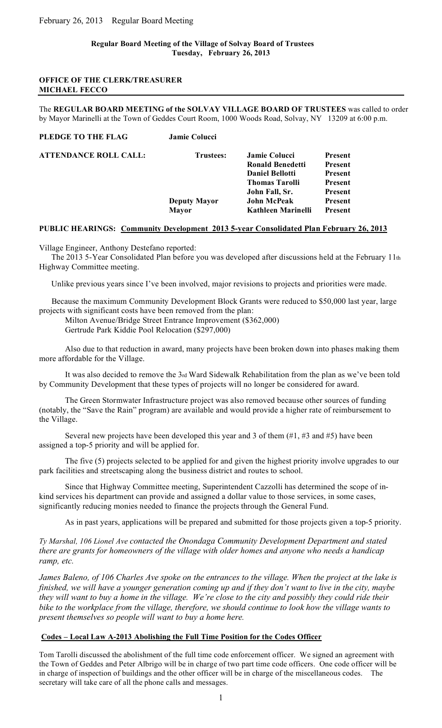February 26, 2013 Regular Board Meeting

**Regular Board Meeting of the Village of Solvay Board of Trustees**
**Tuesday, February 26, 2013**

**OFFICE OF THE CLERK/TREASURER**
**MICHAEL FECCO**

The **REGULAR BOARD MEETING of the SOLVAY VILLAGE BOARD OF TRUSTEES** was called to order by Mayor Marinelli at the Town of Geddes Court Room, 1000 Woods Road, Solvay, NY 13209 at 6:00 p.m.

**PLEDGE TO THE FLAG** **Jamie Colucci**

| **ATTENDANCE ROLL CALL:** | **Trustees:** | **Jamie Colucci** | **Present** |
|---|---|---|---|
| | | **Ronald Benedetti** | **Present** |
| | | **Daniel Bellotti** | **Present** |
| | | **Thomas Tarolli** | **Present** |
| | | **John Fall, Sr.** | **Present** |
| | **Deputy Mayor** | **John McPeak** | **Present** |
| | **Mayor** | **Kathleen Marinelli** | **Present** |

**PUBLIC HEARINGS: Community Development 2013 5-year Consolidated Plan February 26, 2013**

Village Engineer, Anthony Destefano reported:

The 2013 5-Year Consolidated Plan before you was developed after discussions held at the February 11th Highway Committee meeting.

Unlike previous years since I've been involved, major revisions to projects and priorities were made.

Because the maximum Community Development Block Grants were reduced to $50,000 last year, large projects with significant costs have been removed from the plan:

Milton Avenue/Bridge Street Entrance Improvement ($362,000)
Gertrude Park Kiddie Pool Relocation ($297,000)

Also due to that reduction in award, many projects have been broken down into phases making them more affordable for the Village.

It was also decided to remove the 3rd Ward Sidewalk Rehabilitation from the plan as we've been told by Community Development that these types of projects will no longer be considered for award.

The Green Stormwater Infrastructure project was also removed because other sources of funding (notably, the "Save the Rain" program) are available and would provide a higher rate of reimbursement to the Village.

Several new projects have been developed this year and 3 of them (#1, #3 and #5) have been assigned a top-5 priority and will be applied for.

The five (5) projects selected to be applied for and given the highest priority involve upgrades to our park facilities and streetscaping along the business district and routes to school.

Since that Highway Committee meeting, Superintendent Cazzolli has determined the scope of in-kind services his department can provide and assigned a dollar value to those services, in some cases, significantly reducing monies needed to finance the projects through the General Fund.

As in past years, applications will be prepared and submitted for those projects given a top-5 priority.

*Ty Marshal, 106 Lionel Ave contacted the Onondaga Community Development Department and stated there are grants for homeowners of the village with older homes and anyone who needs a handicap ramp, etc.*

*James Baleno, of 106 Charles Ave spoke on the entrances to the village. When the project at the lake is finished, we will have a younger generation coming up and if they don't want to live in the city, maybe they will want to buy a home in the village. We're close to the city and possibly they could ride their bike to the workplace from the village, therefore, we should continue to look how the village wants to present themselves so people will want to buy a home here.*

**Codes – Local Law A-2013 Abolishing the Full Time Position for the Codes Officer**

Tom Tarolli discussed the abolishment of the full time code enforcement officer. We signed an agreement with the Town of Geddes and Peter Albrigo will be in charge of two part time code officers. One code officer will be in charge of inspection of buildings and the other officer will be in charge of the miscellaneous codes. The secretary will take care of all the phone calls and messages.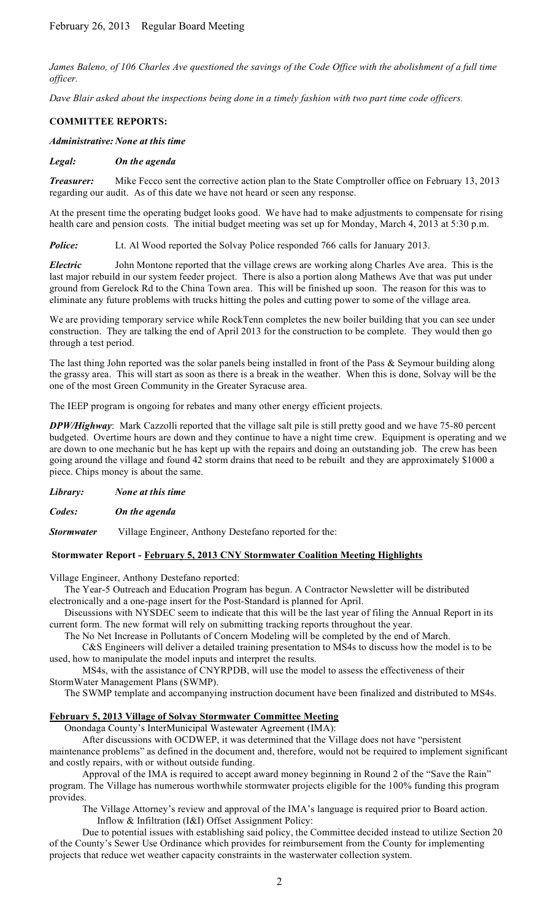February 26, 2013 Regular Board Meeting

*James Baleno, of 106 Charles Ave questioned the savings of the Code Office with the abolishment of a full time officer.*

*Dave Blair asked about the inspections being done in a timely fashion with two part time code officers.*

**COMMITTEE REPORTS:**

***Administrative: None at this time***

***Legal:*** ***On the agenda***

***Treasurer:*** Mike Fecco sent the corrective action plan to the State Comptroller office on February 13, 2013 regarding our audit. As of this date we have not heard or seen any response.

At the present time the operating budget looks good. We have had to make adjustments to compensate for rising health care and pension costs. The initial budget meeting was set up for Monday, March 4, 2013 at 5:30 p.m.

***Police:*** Lt. Al Wood reported the Solvay Police responded 766 calls for January 2013.

***Electric*** John Montone reported that the village crews are working along Charles Ave area. This is the last major rebuild in our system feeder project. There is also a portion along Mathews Ave that was put under ground from Gerelock Rd to the China Town area. This will be finished up soon. The reason for this was to eliminate any future problems with trucks hitting the poles and cutting power to some of the village area.

We are providing temporary service while RockTenn completes the new boiler building that you can see under construction. They are talking the end of April 2013 for the construction to be complete. They would then go through a test period.

The last thing John reported was the solar panels being installed in front of the Pass & Seymour building along the grassy area. This will start as soon as there is a break in the weather. When this is done, Solvay will be the one of the most Green Community in the Greater Syracuse area.

The IEEP program is ongoing for rebates and many other energy efficient projects.

***DPW/Highway***: Mark Cazzolli reported that the village salt pile is still pretty good and we have 75-80 percent budgeted. Overtime hours are down and they continue to have a night time crew. Equipment is operating and we are down to one mechanic but he has kept up with the repairs and doing an outstanding job. The crew has been going around the village and found 42 storm drains that need to be rebuilt and they are approximately $1000 a piece. Chips money is about the same.

***Library:*** ***None at this time***

***Codes:*** ***On the agenda***

***Stormwater*** Village Engineer, Anthony Destefano reported for the:

**Stormwater Report - <u>February 5, 2013 CNY Stormwater Coalition Meeting Highlights</u>**

Village Engineer, Anthony Destefano reported:

The Year-5 Outreach and Education Program has begun. A Contractor Newsletter will be distributed electronically and a one-page insert for the Post-Standard is planned for April.

Discussions with NYSDEC seem to indicate that this will be the last year of filing the Annual Report in its current form. The new format will rely on submitting tracking reports throughout the year.

The No Net Increase in Pollutants of Concern Modeling will be completed by the end of March.

C&S Engineers will deliver a detailed training presentation to MS4s to discuss how the model is to be used, how to manipulate the model inputs and interpret the results.

MS4s, with the assistance of CNYRPDB, will use the model to assess the effectiveness of their StormWater Management Plans (SWMP).

The SWMP template and accompanying instruction document have been finalized and distributed to MS4s.

**<u>February 5, 2013 Village of Solvay Stormwater Committee Meeting</u>**

Onondaga County's InterMunicipal Wastewater Agreement (IMA):

After discussions with OCDWEP, it was determined that the Village does not have "persistent maintenance problems" as defined in the document and, therefore, would not be required to implement significant and costly repairs, with or without outside funding.

Approval of the IMA is required to accept award money beginning in Round 2 of the "Save the Rain" program. The Village has numerous worthwhile stormwater projects eligible for the 100% funding this program provides.

The Village Attorney's review and approval of the IMA's language is required prior to Board action.

Inflow & Infiltration (I&I) Offset Assignment Policy:

Due to potential issues with establishing said policy, the Committee decided instead to utilize Section 20 of the County's Sewer Use Ordinance which provides for reimbursement from the County for implementing projects that reduce wet weather capacity constraints in the wastewater collection system.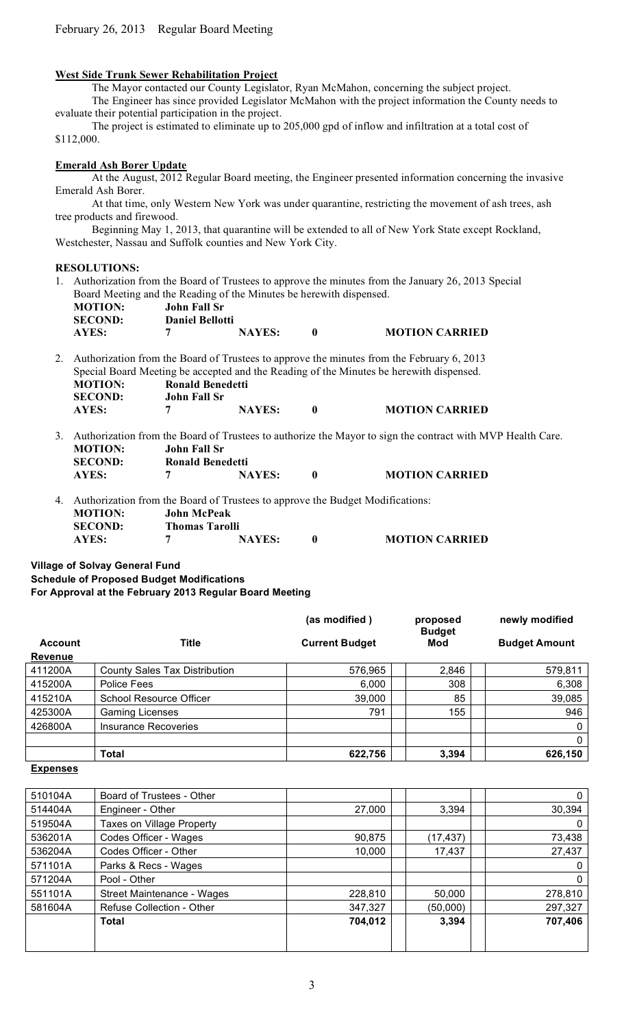**West Side Trunk Sewer Rehabilitation Project**

The Mayor contacted our County Legislator, Ryan McMahon, concerning the subject project.

The Engineer has since provided Legislator McMahon with the project information the County needs to evaluate their potential participation in the project.

The project is estimated to eliminate up to 205,000 gpd of inflow and infiltration at a total cost of \$112,000.

**Emerald Ash Borer Update**

At the August, 2012 Regular Board meeting, the Engineer presented information concerning the invasive Emerald Ash Borer.

At that time, only Western New York was under quarantine, restricting the movement of ash trees, ash tree products and firewood.

Beginning May 1, 2013, that quarantine will be extended to all of New York State except Rockland, Westchester, Nassau and Suffolk counties and New York City.

**RESOLUTIONS:**

1. Authorization from the Board of Trustees to approve the minutes from the January 26, 2013 Special Board Meeting and the Reading of the Minutes be herewith dispensed.

   **MOTION:** John Fall Sr
   **SECOND:** Daniel Bellotti
   **AYES:** 7 **NAYES:** 0 **MOTION CARRIED**

2. Authorization from the Board of Trustees to approve the minutes from the February 6, 2013 Special Board Meeting be accepted and the Reading of the Minutes be herewith dispensed.

   **MOTION:** Ronald Benedetti
   **SECOND:** John Fall Sr
   **AYES:** 7 **NAYES:** 0 **MOTION CARRIED**

3. Authorization from the Board of Trustees to authorize the Mayor to sign the contract with MVP Health Care.

   **MOTION:** John Fall Sr
   **SECOND:** Ronald Benedetti
   **AYES:** 7 **NAYES:** 0 **MOTION CARRIED**

4. Authorization from the Board of Trustees to approve the Budget Modifications:

   **MOTION:** John McPeak
   **SECOND:** Thomas Tarolli
   **AYES:** 7 **NAYES:** 0 **MOTION CARRIED**

**Village of Solvay General Fund**
**Schedule of Proposed Budget Modifications**
**For Approval at the February 2013 Regular Board Meeting**

| Account | Title | (as modified) Current Budget | proposed Budget Mod | newly modified Budget Amount |
|---|---|---|---|---|
| **Revenue** | | | | |
| 411200A | County Sales Tax Distribution | 576,965 | 2,846 | 579,811 |
| 415200A | Police Fees | 6,000 | 308 | 6,308 |
| 415210A | School Resource Officer | 39,000 | 85 | 39,085 |
| 425300A | Gaming Licenses | 791 | 155 | 946 |
| 426800A | Insurance Recoveries | | | 0 |
| | | | | 0 |
| | **Total** | **622,756** | **3,394** | **626,150** |
| **Expenses** | | | | |
| 510104A | Board of Trustees - Other | | | 0 |
| 514404A | Engineer - Other | 27,000 | 3,394 | 30,394 |
| 519504A | Taxes on Village Property | | | 0 |
| 536201A | Codes Officer - Wages | 90,875 | (17,437) | 73,438 |
| 536204A | Codes Officer - Other | 10,000 | 17,437 | 27,437 |
| 571101A | Parks & Recs - Wages | | | 0 |
| 571204A | Pool - Other | | | 0 |
| 551101A | Street Maintenance - Wages | 228,810 | 50,000 | 278,810 |
| 581604A | Refuse Collection - Other | 347,327 | (50,000) | 297,327 |
| | **Total** | **704,012** | **3,394** | **707,406** |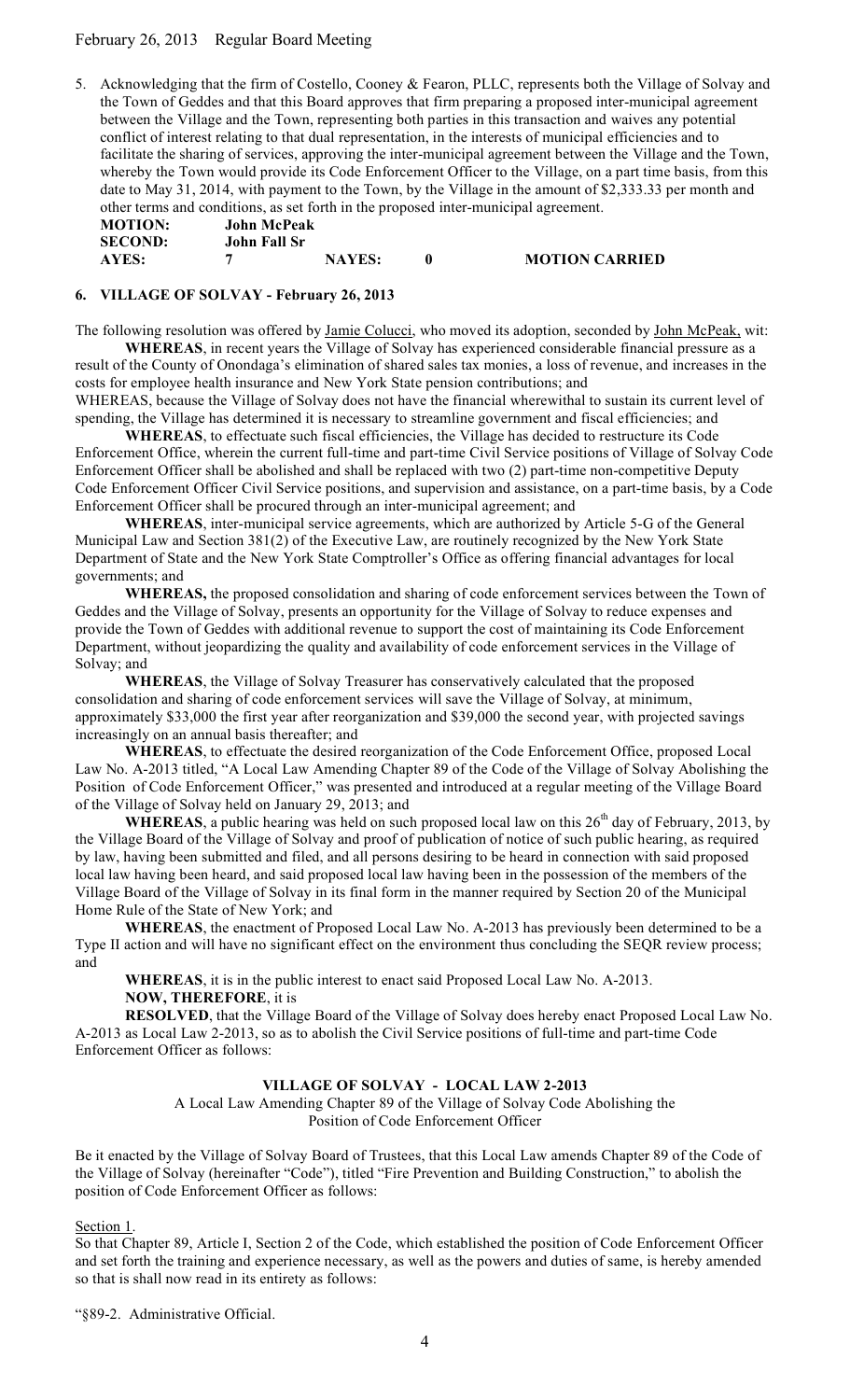5. Acknowledging that the firm of Costello, Cooney & Fearon, PLLC, represents both the Village of Solvay and the Town of Geddes and that this Board approves that firm preparing a proposed inter-municipal agreement between the Village and the Town, representing both parties in this transaction and waives any potential conflict of interest relating to that dual representation, in the interests of municipal efficiencies and to facilitate the sharing of services, approving the inter-municipal agreement between the Village and the Town, whereby the Town would provide its Code Enforcement Officer to the Village, on a part time basis, from this date to May 31, 2014, with payment to the Town, by the Village in the amount of $2,333.33 per month and other terms and conditions, as set forth in the proposed inter-municipal agreement.

| | | | | |
|---|---|---|---|---|
| **MOTION:** | **John McPeak** | | | |
| **SECOND:** | **John Fall Sr** | | | |
| **AYES:** | **7** | **NAYES:** | **0** | **MOTION CARRIED** |

**6. VILLAGE OF SOLVAY - February 26, 2013**

The following resolution was offered by Jamie Colucci, who moved its adoption, seconded by John McPeak, wit:

**WHEREAS**, in recent years the Village of Solvay has experienced considerable financial pressure as a result of the County of Onondaga's elimination of shared sales tax monies, a loss of revenue, and increases in the costs for employee health insurance and New York State pension contributions; and

WHEREAS, because the Village of Solvay does not have the financial wherewithal to sustain its current level of spending, the Village has determined it is necessary to streamline government and fiscal efficiencies; and

**WHEREAS**, to effectuate such fiscal efficiencies, the Village has decided to restructure its Code Enforcement Office, wherein the current full-time and part-time Civil Service positions of Village of Solvay Code Enforcement Officer shall be abolished and shall be replaced with two (2) part-time non-competitive Deputy Code Enforcement Officer Civil Service positions, and supervision and assistance, on a part-time basis, by a Code Enforcement Officer shall be procured through an inter-municipal agreement; and

**WHEREAS**, inter-municipal service agreements, which are authorized by Article 5-G of the General Municipal Law and Section 381(2) of the Executive Law, are routinely recognized by the New York State Department of State and the New York State Comptroller's Office as offering financial advantages for local governments; and

**WHEREAS,** the proposed consolidation and sharing of code enforcement services between the Town of Geddes and the Village of Solvay, presents an opportunity for the Village of Solvay to reduce expenses and provide the Town of Geddes with additional revenue to support the cost of maintaining its Code Enforcement Department, without jeopardizing the quality and availability of code enforcement services in the Village of Solvay; and

**WHEREAS**, the Village of Solvay Treasurer has conservatively calculated that the proposed consolidation and sharing of code enforcement services will save the Village of Solvay, at minimum, approximately $33,000 the first year after reorganization and $39,000 the second year, with projected savings increasingly on an annual basis thereafter; and

**WHEREAS**, to effectuate the desired reorganization of the Code Enforcement Office, proposed Local Law No. A-2013 titled, "A Local Law Amending Chapter 89 of the Code of the Village of Solvay Abolishing the Position of Code Enforcement Officer," was presented and introduced at a regular meeting of the Village Board of the Village of Solvay held on January 29, 2013; and

**WHEREAS**, a public hearing was held on such proposed local law on this 26th day of February, 2013, by the Village Board of the Village of Solvay and proof of publication of notice of such public hearing, as required by law, having been submitted and filed, and all persons desiring to be heard in connection with said proposed local law having been heard, and said proposed local law having been in the possession of the members of the Village Board of the Village of Solvay in its final form in the manner required by Section 20 of the Municipal Home Rule of the State of New York; and

**WHEREAS**, the enactment of Proposed Local Law No. A-2013 has previously been determined to be a Type II action and will have no significant effect on the environment thus concluding the SEQR review process; and

**WHEREAS**, it is in the public interest to enact said Proposed Local Law No. A-2013.

**NOW, THEREFORE**, it is

**RESOLVED**, that the Village Board of the Village of Solvay does hereby enact Proposed Local Law No. A-2013 as Local Law 2-2013, so as to abolish the Civil Service positions of full-time and part-time Code Enforcement Officer as follows:

**VILLAGE OF SOLVAY - LOCAL LAW 2-2013**

A Local Law Amending Chapter 89 of the Village of Solvay Code Abolishing the Position of Code Enforcement Officer

Be it enacted by the Village of Solvay Board of Trustees, that this Local Law amends Chapter 89 of the Code of the Village of Solvay (hereinafter "Code"), titled "Fire Prevention and Building Construction," to abolish the position of Code Enforcement Officer as follows:

Section 1.

So that Chapter 89, Article I, Section 2 of the Code, which established the position of Code Enforcement Officer and set forth the training and experience necessary, as well as the powers and duties of same, is hereby amended so that is shall now read in its entirety as follows:

"§89-2. Administrative Official.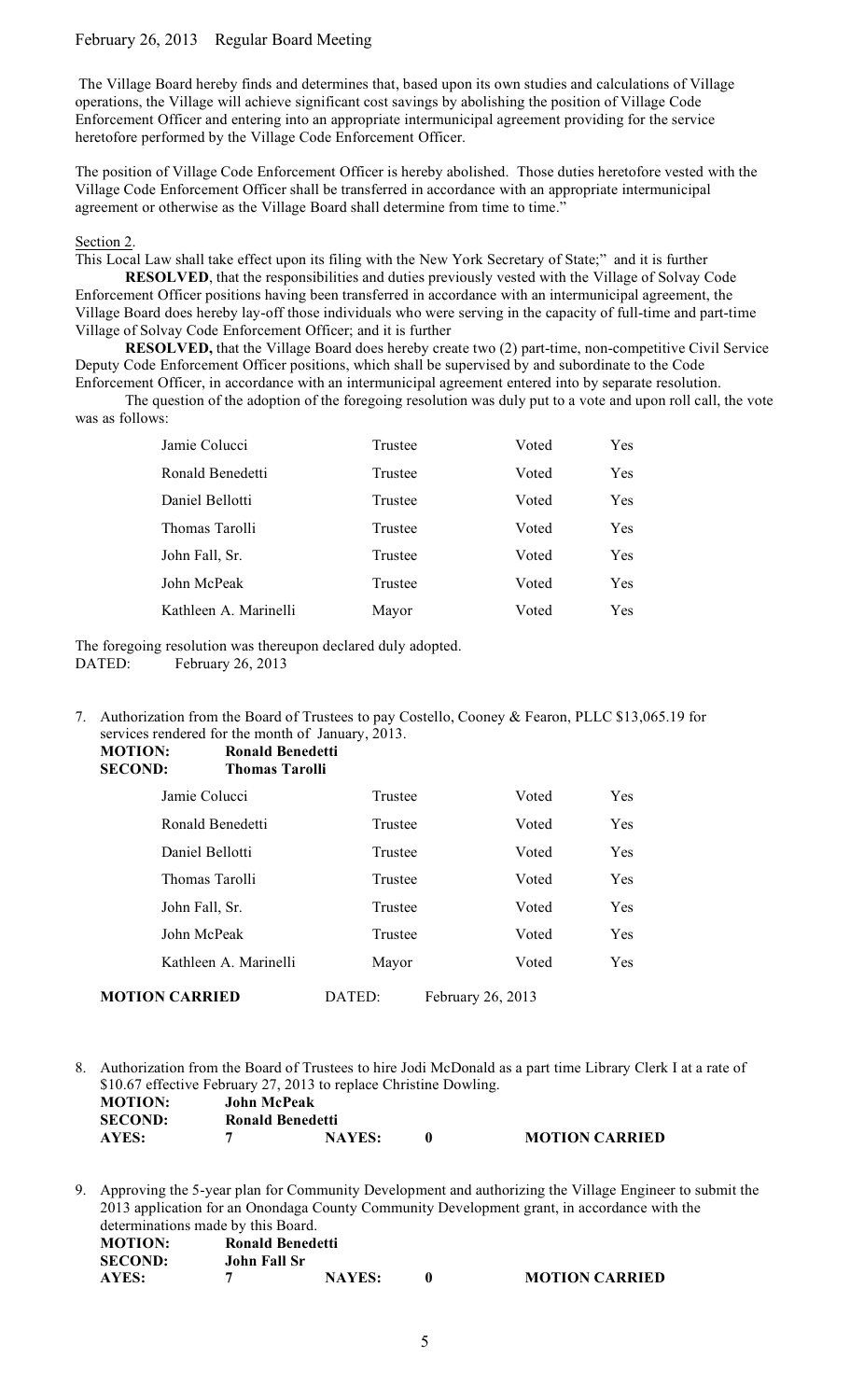February 26, 2013 Regular Board Meeting

The Village Board hereby finds and determines that, based upon its own studies and calculations of Village operations, the Village will achieve significant cost savings by abolishing the position of Village Code Enforcement Officer and entering into an appropriate intermunicipal agreement providing for the service heretofore performed by the Village Code Enforcement Officer.

The position of Village Code Enforcement Officer is hereby abolished. Those duties heretofore vested with the Village Code Enforcement Officer shall be transferred in accordance with an appropriate intermunicipal agreement or otherwise as the Village Board shall determine from time to time."

Section 2.

This Local Law shall take effect upon its filing with the New York Secretary of State;" and it is further

**RESOLVED**, that the responsibilities and duties previously vested with the Village of Solvay Code Enforcement Officer positions having been transferred in accordance with an intermunicipal agreement, the Village Board does hereby lay-off those individuals who were serving in the capacity of full-time and part-time Village of Solvay Code Enforcement Officer; and it is further

**RESOLVED,** that the Village Board does hereby create two (2) part-time, non-competitive Civil Service Deputy Code Enforcement Officer positions, which shall be supervised by and subordinate to the Code Enforcement Officer, in accordance with an intermunicipal agreement entered into by separate resolution.

The question of the adoption of the foregoing resolution was duly put to a vote and upon roll call, the vote was as follows:

| | | | |
|---|---|---|---|
| Jamie Colucci | Trustee | Voted | Yes |
| Ronald Benedetti | Trustee | Voted | Yes |
| Daniel Bellotti | Trustee | Voted | Yes |
| Thomas Tarolli | Trustee | Voted | Yes |
| John Fall, Sr. | Trustee | Voted | Yes |
| John McPeak | Trustee | Voted | Yes |
| Kathleen A. Marinelli | Mayor | Voted | Yes |

The foregoing resolution was thereupon declared duly adopted.
DATED: February 26, 2013

7. Authorization from the Board of Trustees to pay Costello, Cooney & Fearon, PLLC $13,065.19 for services rendered for the month of January, 2013.

**MOTION:** **Ronald Benedetti**
**SECOND:** **Thomas Tarolli**

| | | | |
|---|---|---|---|
| Jamie Colucci | Trustee | Voted | Yes |
| Ronald Benedetti | Trustee | Voted | Yes |
| Daniel Bellotti | Trustee | Voted | Yes |
| Thomas Tarolli | Trustee | Voted | Yes |
| John Fall, Sr. | Trustee | Voted | Yes |
| John McPeak | Trustee | Voted | Yes |
| Kathleen A. Marinelli | Mayor | Voted | Yes |

**MOTION CARRIED** DATED: February 26, 2013

8. Authorization from the Board of Trustees to hire Jodi McDonald as a part time Library Clerk I at a rate of $10.67 effective February 27, 2013 to replace Christine Dowling.

**MOTION:** **John McPeak**
**SECOND:** **Ronald Benedetti**
**AYES:** **7** **NAYES:** **0** **MOTION CARRIED**

9. Approving the 5-year plan for Community Development and authorizing the Village Engineer to submit the 2013 application for an Onondaga County Community Development grant, in accordance with the determinations made by this Board.

**MOTION:** **Ronald Benedetti**
**SECOND:** **John Fall Sr**
**AYES:** **7** **NAYES:** **0** **MOTION CARRIED**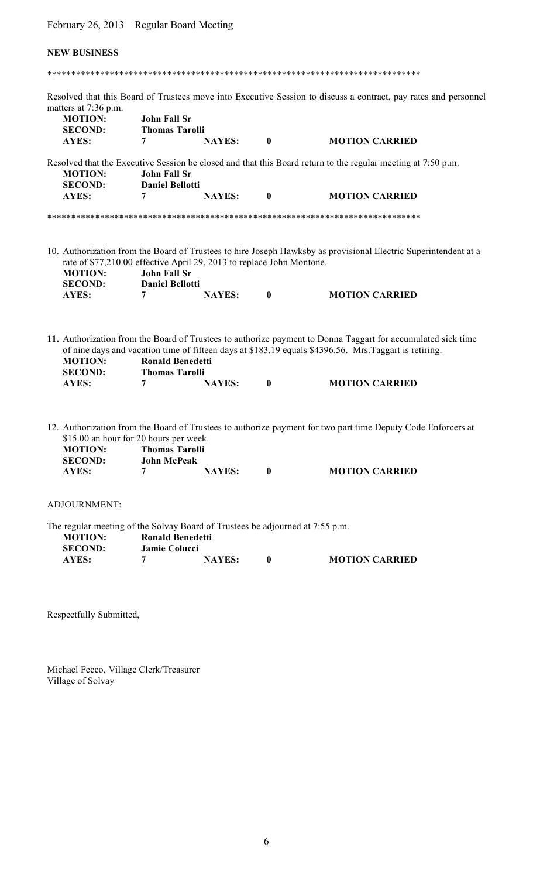February 26, 2013 Regular Board Meeting

**NEW BUSINESS**

*******************************************************************************

Resolved that this Board of Trustees move into Executive Session to discuss a contract, pay rates and personnel matters at 7:36 p.m.

| | | | | |
|---|---|---|---|---|
| **MOTION:** | **John Fall Sr** | | | |
| **SECOND:** | **Thomas Tarolli** | | | |
| **AYES:** | **7** | **NAYES:** | **0** | **MOTION CARRIED** |

Resolved that the Executive Session be closed and that this Board return to the regular meeting at 7:50 p.m.

| | | | | |
|---|---|---|---|---|
| **MOTION:** | **John Fall Sr** | | | |
| **SECOND:** | **Daniel Bellotti** | | | |
| **AYES:** | **7** | **NAYES:** | **0** | **MOTION CARRIED** |

*******************************************************************************

10. Authorization from the Board of Trustees to hire Joseph Hawksby as provisional Electric Superintendent at a rate of $77,210.00 effective April 29, 2013 to replace John Montone.

| | | | | |
|---|---|---|---|---|
| **MOTION:** | **John Fall Sr** | | | |
| **SECOND:** | **Daniel Bellotti** | | | |
| **AYES:** | **7** | **NAYES:** | **0** | **MOTION CARRIED** |

**11.** Authorization from the Board of Trustees to authorize payment to Donna Taggart for accumulated sick time of nine days and vacation time of fifteen days at $183.19 equals $4396.56. Mrs.Taggart is retiring.

| | | | | |
|---|---|---|---|---|
| **MOTION:** | **Ronald Benedetti** | | | |
| **SECOND:** | **Thomas Tarolli** | | | |
| **AYES:** | **7** | **NAYES:** | **0** | **MOTION CARRIED** |

12. Authorization from the Board of Trustees to authorize payment for two part time Deputy Code Enforcers at $15.00 an hour for 20 hours per week.

| | | | | |
|---|---|---|---|---|
| **MOTION:** | **Thomas Tarolli** | | | |
| **SECOND:** | **John McPeak** | | | |
| **AYES:** | **7** | **NAYES:** | **0** | **MOTION CARRIED** |

ADJOURNMENT:

The regular meeting of the Solvay Board of Trustees be adjourned at 7:55 p.m.

| | | | | |
|---|---|---|---|---|
| **MOTION:** | **Ronald Benedetti** | | | |
| **SECOND:** | **Jamie Colucci** | | | |
| **AYES:** | **7** | **NAYES:** | **0** | **MOTION CARRIED** |

Respectfully Submitted,

Michael Fecco, Village Clerk/Treasurer
Village of Solvay